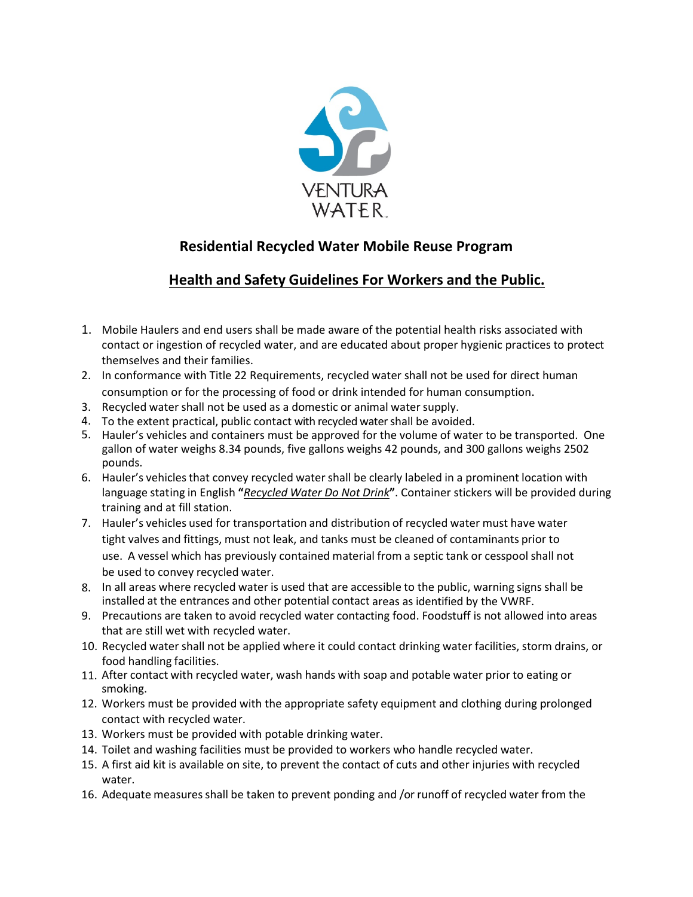VENTURA WATER

## Residential Recycled Water Mobile Reuse Program

## Health and Safety Guidelines For Workers and the Public.

1. Mobile Haulers and end users shall be made aware of the potential health risks associated with contact or ingestion of recycled water, and are educated about proper hygienic practices to protect themselves and their families.
2. In conformance with Title 22 Requirements, recycled water shall not be used for direct human consumption or for the processing of food or drink intended for human consumption.
3. Recycled water shall not be used as a domestic or animal water supply.
4. To the extent practical, public contact with recycled water shall be avoided.
5. Hauler's vehicles and containers must be approved for the volume of water to be transported. One gallon of water weighs 8.34 pounds, five gallons weighs 42 pounds, and 300 gallons weighs 2502 pounds.
6. Hauler's vehicles that convey recycled water shall be clearly labeled in a prominent location with language stating in English "*Recycled Water Do Not Drink*". Container stickers will be provided during training and at fill station.
7. Hauler's vehicles used for transportation and distribution of recycled water must have water tight valves and fittings, must not leak, and tanks must be cleaned of contaminants prior to use. A vessel which has previously contained material from a septic tank or cesspool shall not be used to convey recycled water.
8. In all areas where recycled water is used that are accessible to the public, warning signs shall be installed at the entrances and other potential contact areas as identified by the VWRF.
9. Precautions are taken to avoid recycled water contacting food. Foodstuff is not allowed into areas that are still wet with recycled water.
10. Recycled water shall not be applied where it could contact drinking water facilities, storm drains, or food handling facilities.
11. After contact with recycled water, wash hands with soap and potable water prior to eating or smoking.
12. Workers must be provided with the appropriate safety equipment and clothing during prolonged contact with recycled water.
13. Workers must be provided with potable drinking water.
14. Toilet and washing facilities must be provided to workers who handle recycled water.
15. A first aid kit is available on site, to prevent the contact of cuts and other injuries with recycled water.
16. Adequate measures shall be taken to prevent ponding and /or runoff of recycled water from the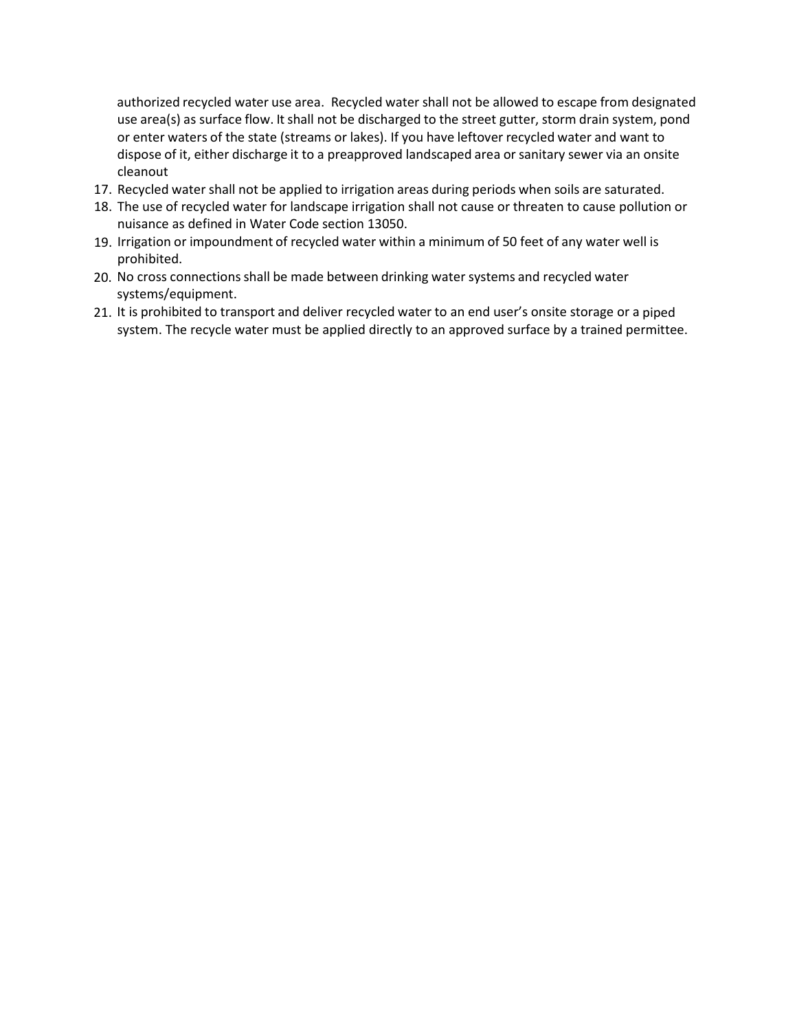authorized recycled water use area. Recycled water shall not be allowed to escape from designated use area(s) as surface flow. It shall not be discharged to the street gutter, storm drain system, pond or enter waters of the state (streams or lakes). If you have leftover recycled water and want to dispose of it, either discharge it to a preapproved landscaped area or sanitary sewer via an onsite cleanout

17. Recycled water shall not be applied to irrigation areas during periods when soils are saturated.
18. The use of recycled water for landscape irrigation shall not cause or threaten to cause pollution or nuisance as defined in Water Code section 13050.
19. Irrigation or impoundment of recycled water within a minimum of 50 feet of any water well is prohibited.
20. No cross connections shall be made between drinking water systems and recycled water systems/equipment.
21. It is prohibited to transport and deliver recycled water to an end user's onsite storage or a piped system. The recycle water must be applied directly to an approved surface by a trained permittee.